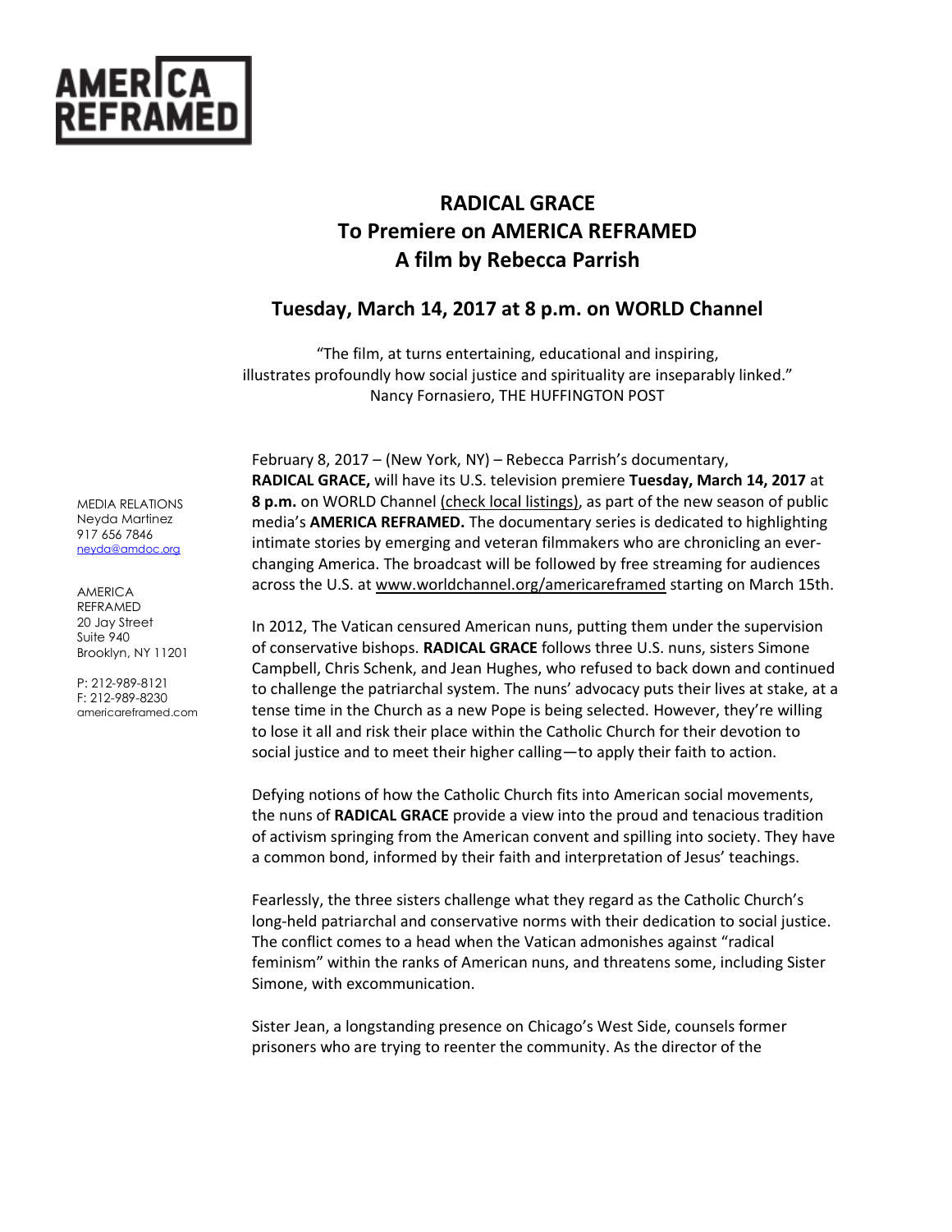AMERICA REFRAMED

# RADICAL GRACE
# To Premiere on AMERICA REFRAMED
# A film by Rebecca Parrish

## Tuesday, March 14, 2017 at 8 p.m. on WORLD Channel

"The film, at turns entertaining, educational and inspiring,
illustrates profoundly how social justice and spirituality are inseparably linked."
Nancy Fornasiero, THE HUFFINGTON POST

MEDIA RELATIONS
Neyda Martinez
917 656 7846
neyda@amdoc.org

AMERICA REFRAMED
20 Jay Street
Suite 940
Brooklyn, NY 11201

P: 212-989-8121
F: 212-989-8230
americareframed.com

February 8, 2017 – (New York, NY) – Rebecca Parrish's documentary, **RADICAL GRACE,** will have its U.S. television premiere **Tuesday, March 14, 2017** at **8 p.m.** on WORLD Channel (check local listings), as part of the new season of public media's **AMERICA REFRAMED.** The documentary series is dedicated to highlighting intimate stories by emerging and veteran filmmakers who are chronicling an ever-changing America. The broadcast will be followed by free streaming for audiences across the U.S. at www.worldchannel.org/americareframed starting on March 15th.

In 2012, The Vatican censured American nuns, putting them under the supervision of conservative bishops. **RADICAL GRACE** follows three U.S. nuns, sisters Simone Campbell, Chris Schenk, and Jean Hughes, who refused to back down and continued to challenge the patriarchal system. The nuns' advocacy puts their lives at stake, at a tense time in the Church as a new Pope is being selected. However, they're willing to lose it all and risk their place within the Catholic Church for their devotion to social justice and to meet their higher calling—to apply their faith to action.

Defying notions of how the Catholic Church fits into American social movements, the nuns of **RADICAL GRACE** provide a view into the proud and tenacious tradition of activism springing from the American convent and spilling into society. They have a common bond, informed by their faith and interpretation of Jesus' teachings.

Fearlessly, the three sisters challenge what they regard as the Catholic Church's long-held patriarchal and conservative norms with their dedication to social justice. The conflict comes to a head when the Vatican admonishes against "radical feminism" within the ranks of American nuns, and threatens some, including Sister Simone, with excommunication.

Sister Jean, a longstanding presence on Chicago's West Side, counsels former prisoners who are trying to reenter the community. As the director of the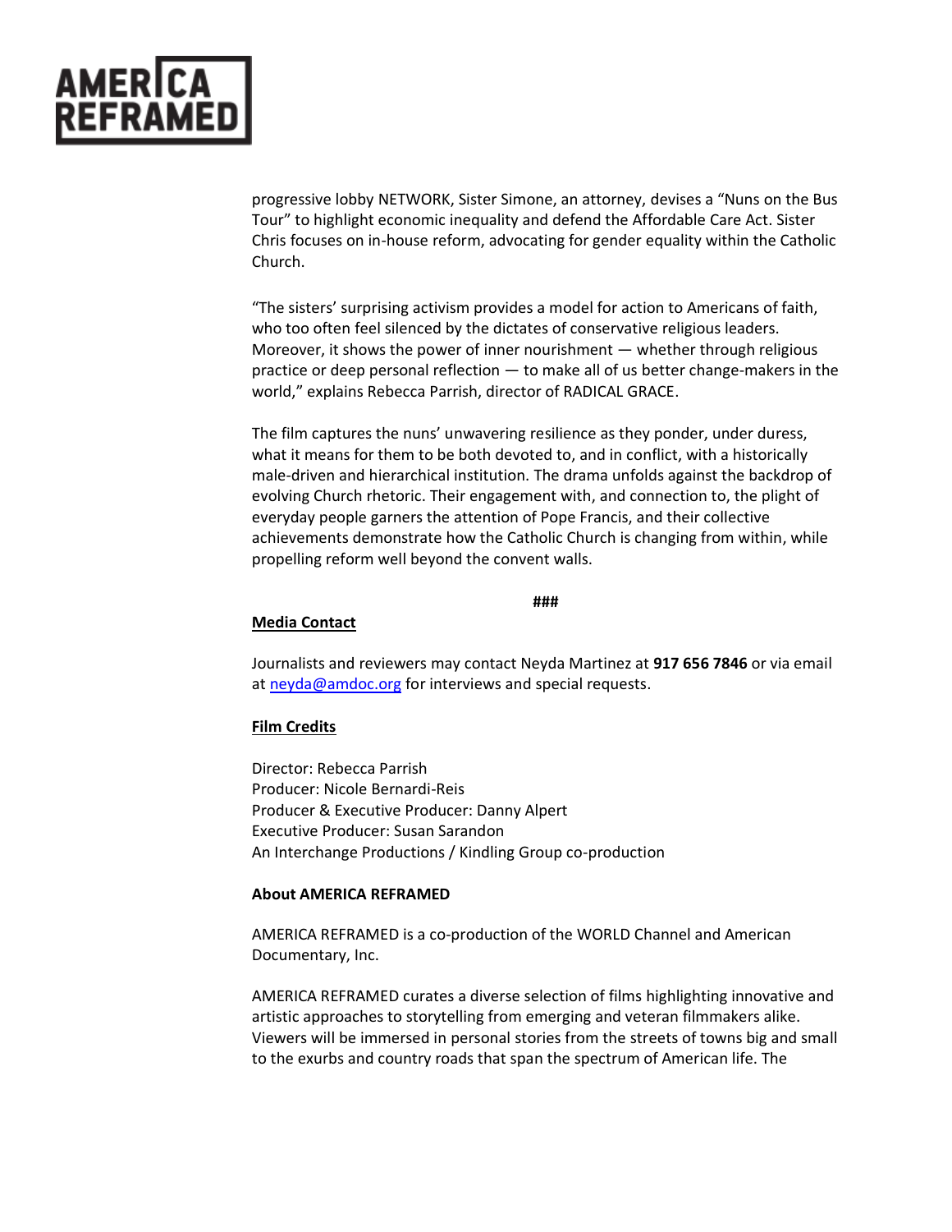progressive lobby NETWORK, Sister Simone, an attorney, devises a "Nuns on the Bus Tour" to highlight economic inequality and defend the Affordable Care Act. Sister Chris focuses on in-house reform, advocating for gender equality within the Catholic Church.

"The sisters' surprising activism provides a model for action to Americans of faith, who too often feel silenced by the dictates of conservative religious leaders. Moreover, it shows the power of inner nourishment — whether through religious practice or deep personal reflection — to make all of us better change-makers in the world," explains Rebecca Parrish, director of RADICAL GRACE.

The film captures the nuns' unwavering resilience as they ponder, under duress, what it means for them to be both devoted to, and in conflict, with a historically male-driven and hierarchical institution. The drama unfolds against the backdrop of evolving Church rhetoric. Their engagement with, and connection to, the plight of everyday people garners the attention of Pope Francis, and their collective achievements demonstrate how the Catholic Church is changing from within, while propelling reform well beyond the convent walls.

**###**

**Media Contact**

Journalists and reviewers may contact Neyda Martinez at **917 656 7846** or via email at [neyda@amdoc.org](mailto:neyda@amdoc.org) for interviews and special requests.

**Film Credits**

Director: Rebecca Parrish
Producer: Nicole Bernardi-Reis
Producer & Executive Producer: Danny Alpert
Executive Producer: Susan Sarandon
An Interchange Productions / Kindling Group co-production

**About AMERICA REFRAMED**

AMERICA REFRAMED is a co-production of the WORLD Channel and American Documentary, Inc.

AMERICA REFRAMED curates a diverse selection of films highlighting innovative and artistic approaches to storytelling from emerging and veteran filmmakers alike. Viewers will be immersed in personal stories from the streets of towns big and small to the exurbs and country roads that span the spectrum of American life. The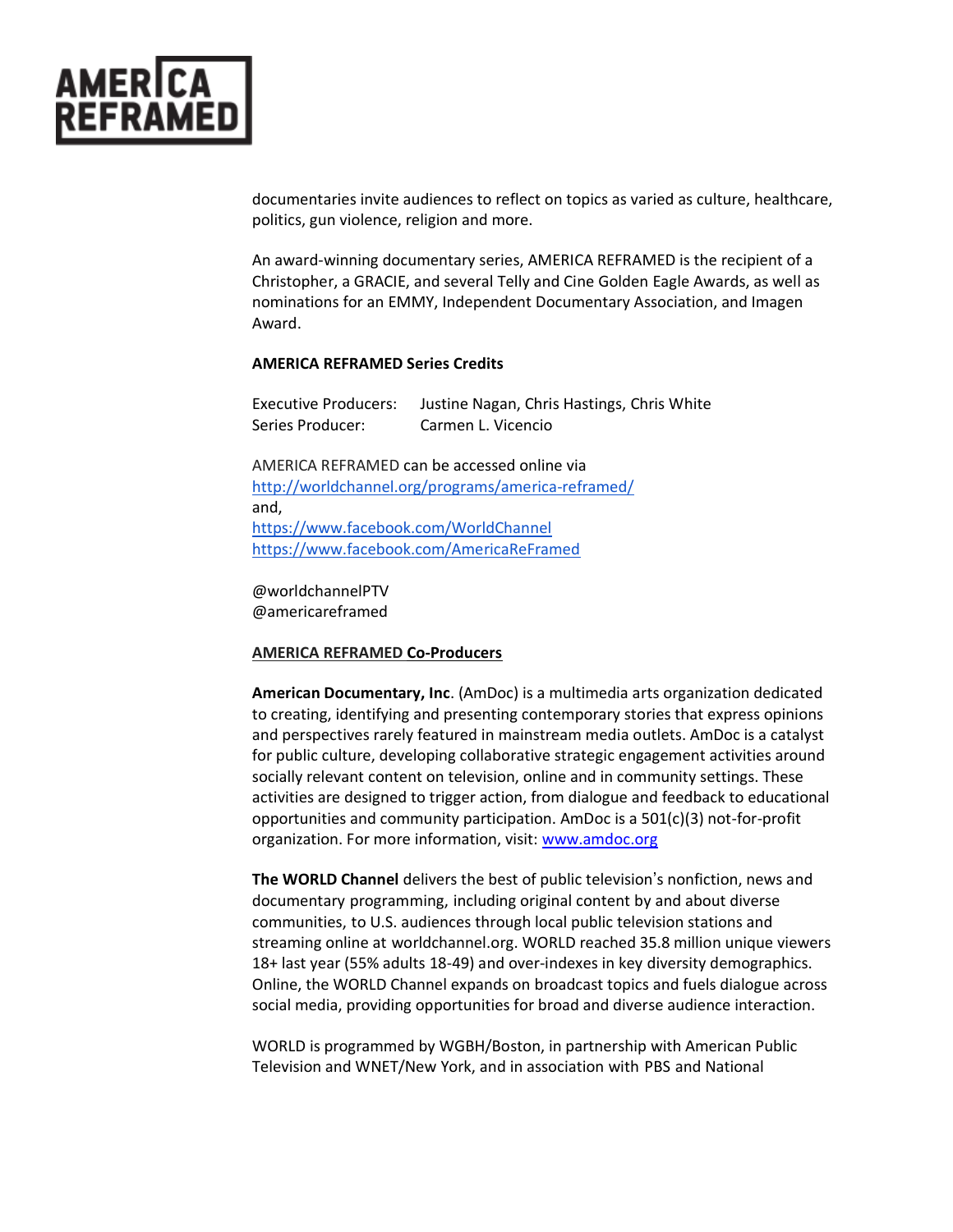documentaries invite audiences to reflect on topics as varied as culture, healthcare, politics, gun violence, religion and more.

An award-winning documentary series, AMERICA REFRAMED is the recipient of a Christopher, a GRACIE, and several Telly and Cine Golden Eagle Awards, as well as nominations for an EMMY, Independent Documentary Association, and Imagen Award.

**AMERICA REFRAMED Series Credits**

Executive Producers: Justine Nagan, Chris Hastings, Chris White
Series Producer: Carmen L. Vicencio

AMERICA REFRAMED can be accessed online via
http://worldchannel.org/programs/america-reframed/
and,
https://www.facebook.com/WorldChannel
https://www.facebook.com/AmericaReFramed

@worldchannelPTV
@americareframed

**AMERICA REFRAMED Co-Producers**

**American Documentary, Inc**. (AmDoc) is a multimedia arts organization dedicated to creating, identifying and presenting contemporary stories that express opinions and perspectives rarely featured in mainstream media outlets. AmDoc is a catalyst for public culture, developing collaborative strategic engagement activities around socially relevant content on television, online and in community settings. These activities are designed to trigger action, from dialogue and feedback to educational opportunities and community participation. AmDoc is a 501(c)(3) not-for-profit organization. For more information, visit: www.amdoc.org

**The WORLD Channel** delivers the best of public television's nonfiction, news and documentary programming, including original content by and about diverse communities, to U.S. audiences through local public television stations and streaming online at worldchannel.org. WORLD reached 35.8 million unique viewers 18+ last year (55% adults 18-49) and over-indexes in key diversity demographics. Online, the WORLD Channel expands on broadcast topics and fuels dialogue across social media, providing opportunities for broad and diverse audience interaction.

WORLD is programmed by WGBH/Boston, in partnership with American Public Television and WNET/New York, and in association with PBS and National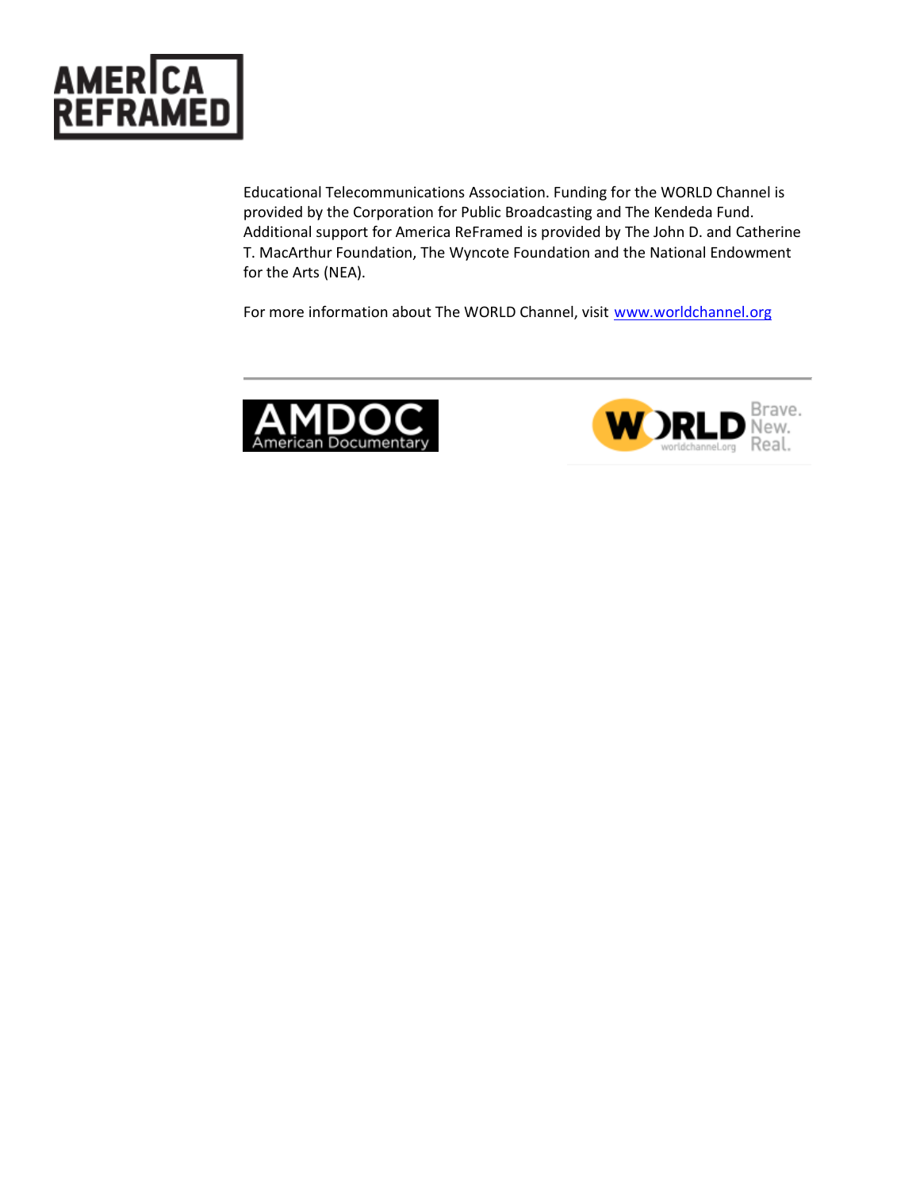Educational Telecommunications Association. Funding for the WORLD Channel is provided by the Corporation for Public Broadcasting and The Kendeda Fund. Additional support for America ReFramed is provided by The John D. and Catherine T. MacArthur Foundation, The Wyncote Foundation and the National Endowment for the Arts (NEA).

For more information about The WORLD Channel, visit www.worldchannel.org